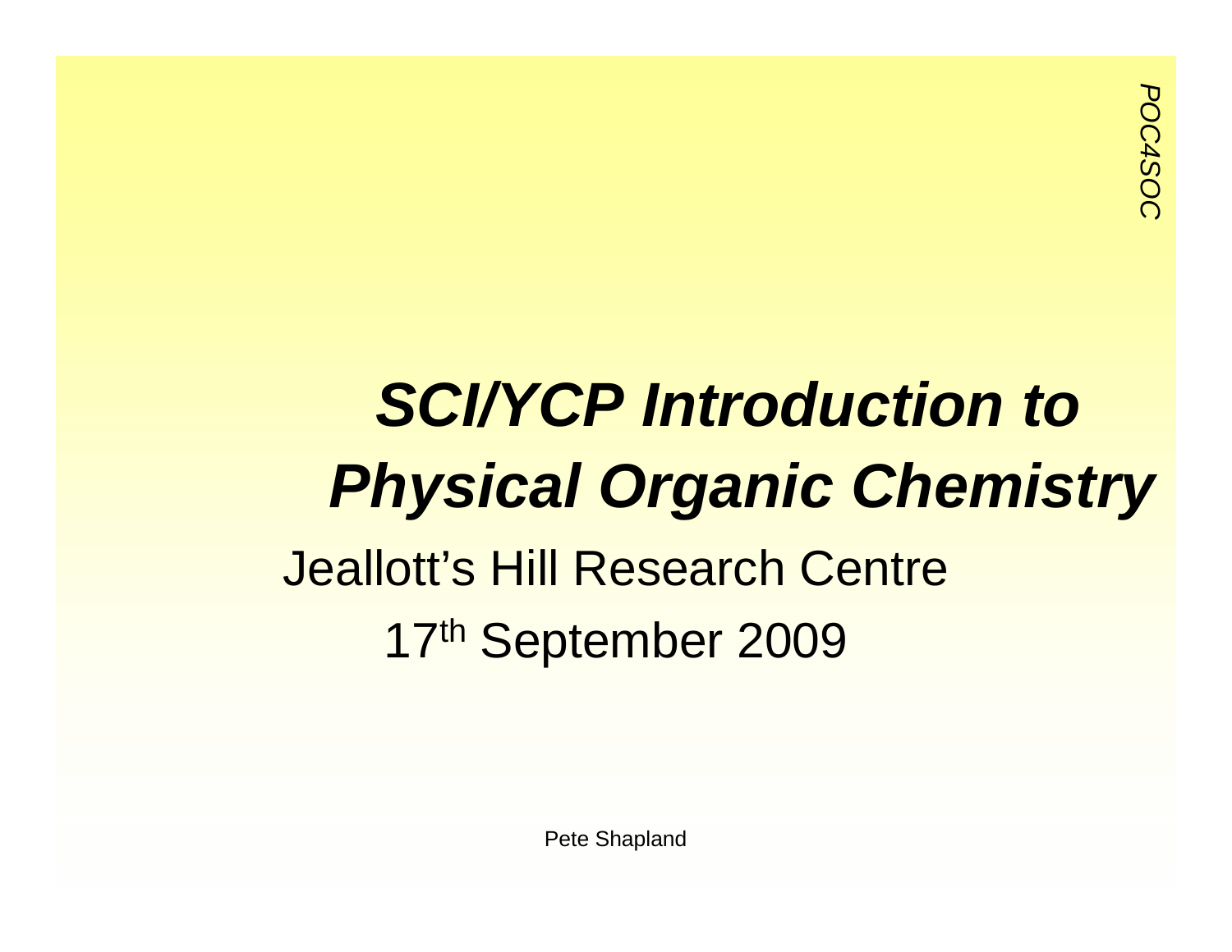# *SCI/YCP Introduction to Physical Organic Chemistry*

Jeallott's Hill Research Centre

17th September 2009

Pete Shapland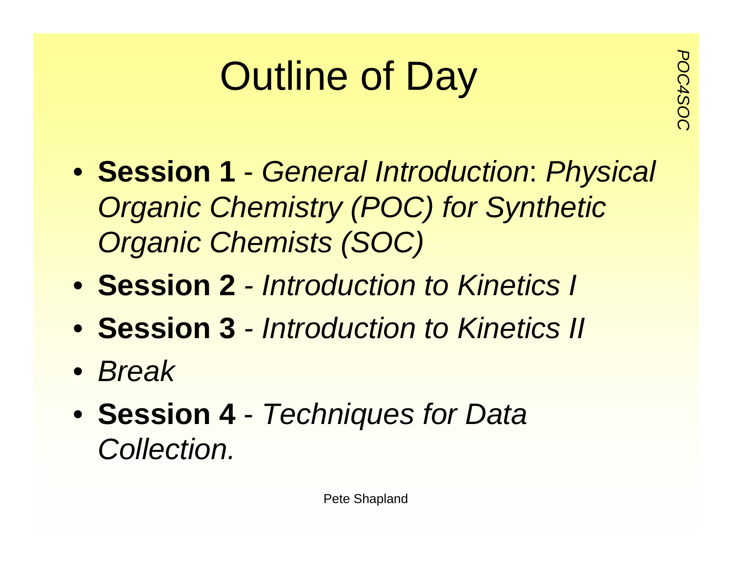# Outline of Day

- **Session 1** - *General Introduction*: *Physical Organic Chemistry (POC) for Synthetic Organic Chemists (SOC)*
- **Session 2** - *Introduction to Kinetics I*
- **Session 3** - *Introduction to Kinetics II*
- *Break*
- **Session 4** - *Techniques for Data Collection.*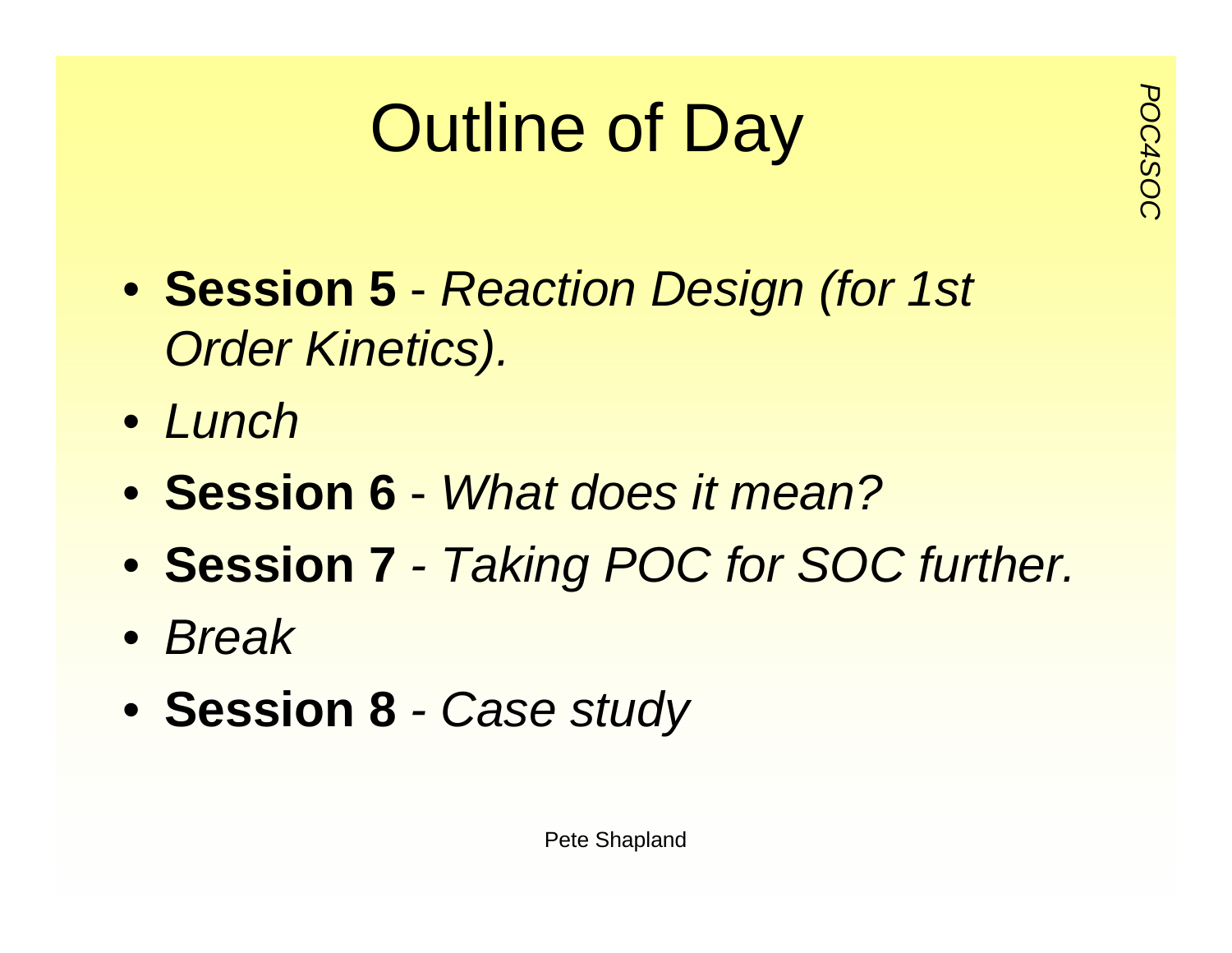# Outline of Day

- **Session 5** - *Reaction Design (for 1st Order Kinetics).*
- *Lunch*
- **Session 6** - *What does it mean?*
- **Session 7** - *Taking POC for SOC further.*
- *Break*
- **Session 8** - *Case study*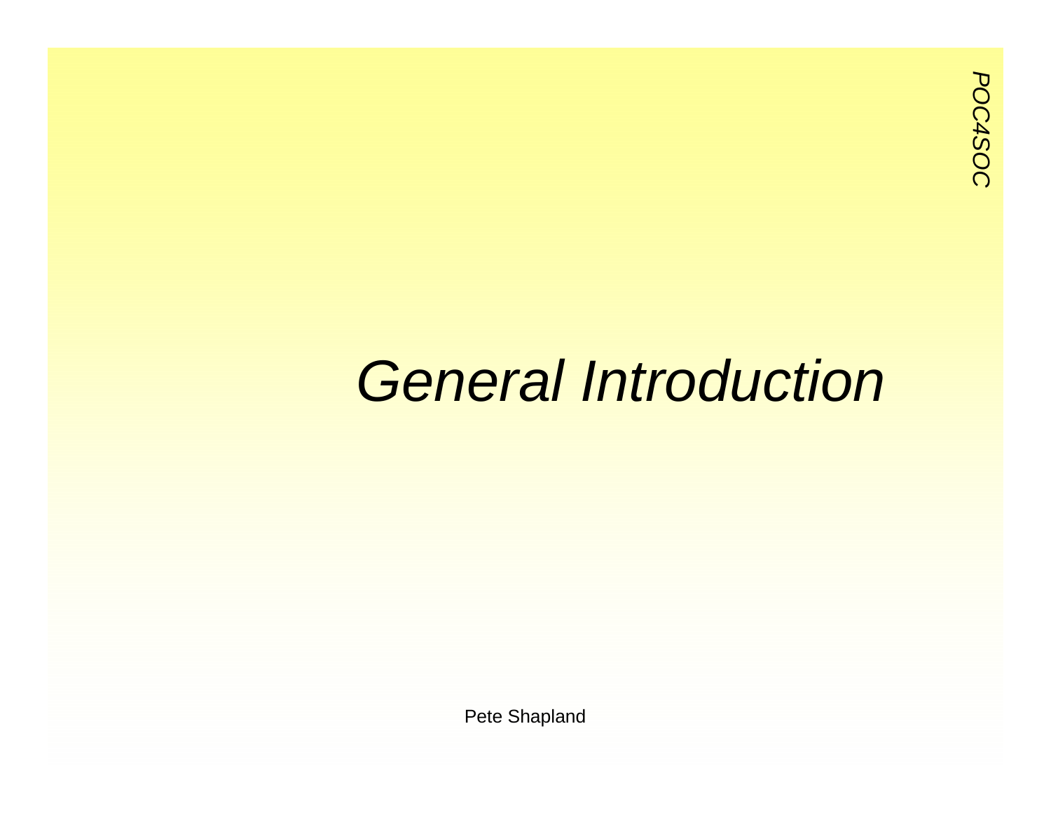# *General Introduction*

Pete Shapland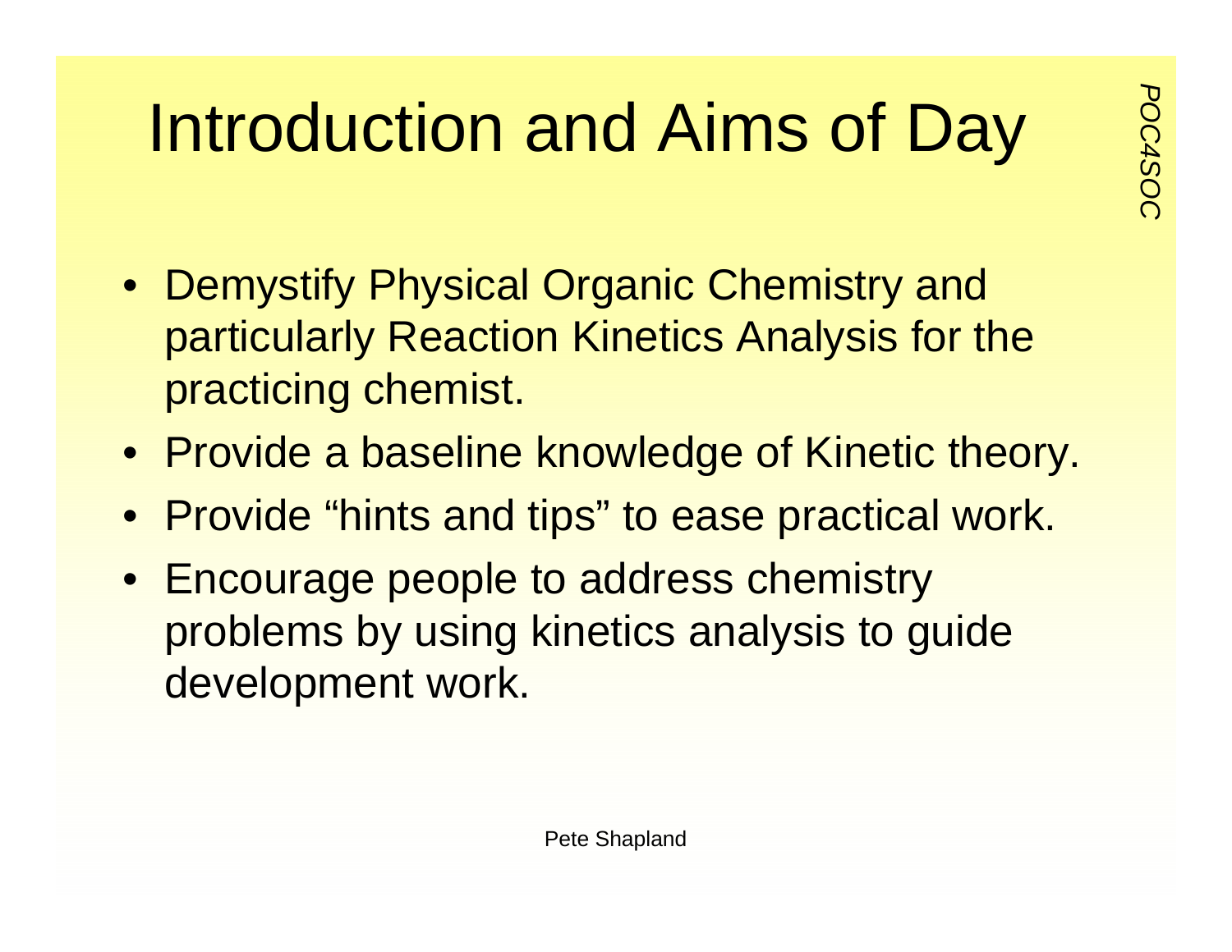# Introduction and Aims of Day

- Demystify Physical Organic Chemistry and particularly Reaction Kinetics Analysis for the practicing chemist.
- Provide a baseline knowledge of Kinetic theory.
- Provide “hints and tips” to ease practical work.
- Encourage people to address chemistry problems by using kinetics analysis to guide development work.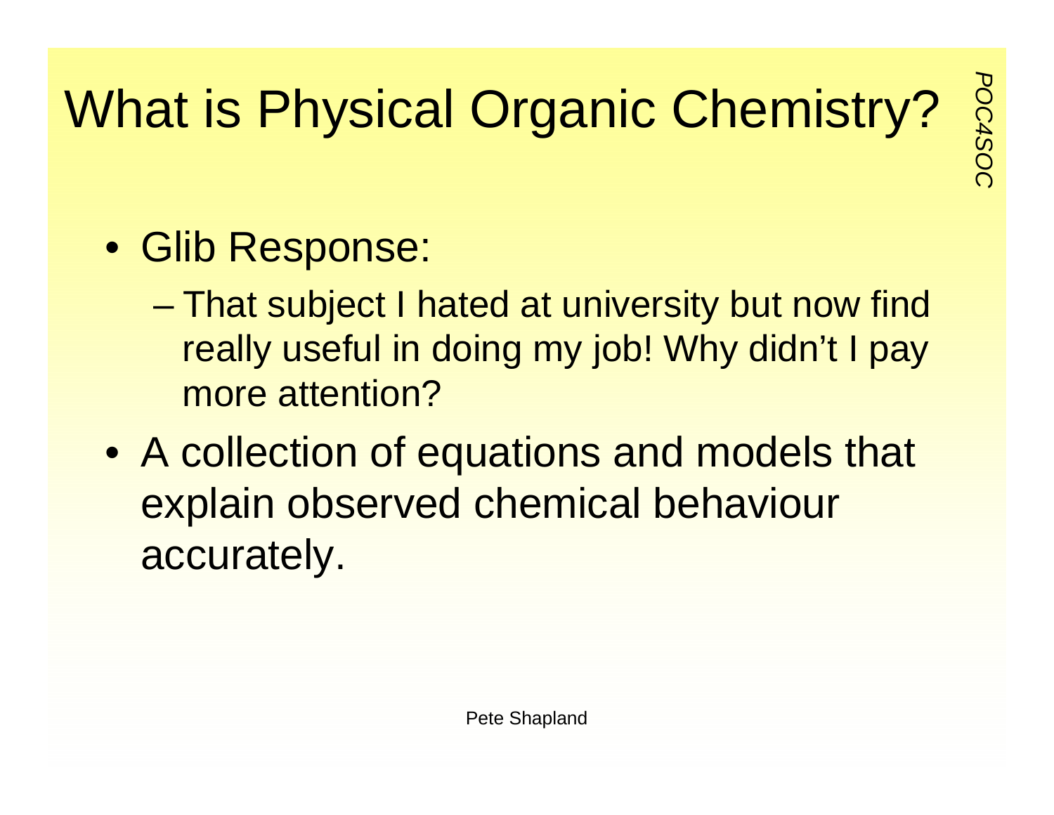# What is Physical Organic Chemistry?

- Glib Response:
  - That subject I hated at university but now find really useful in doing my job! Why didn't I pay more attention?
- A collection of equations and models that explain observed chemical behaviour accurately.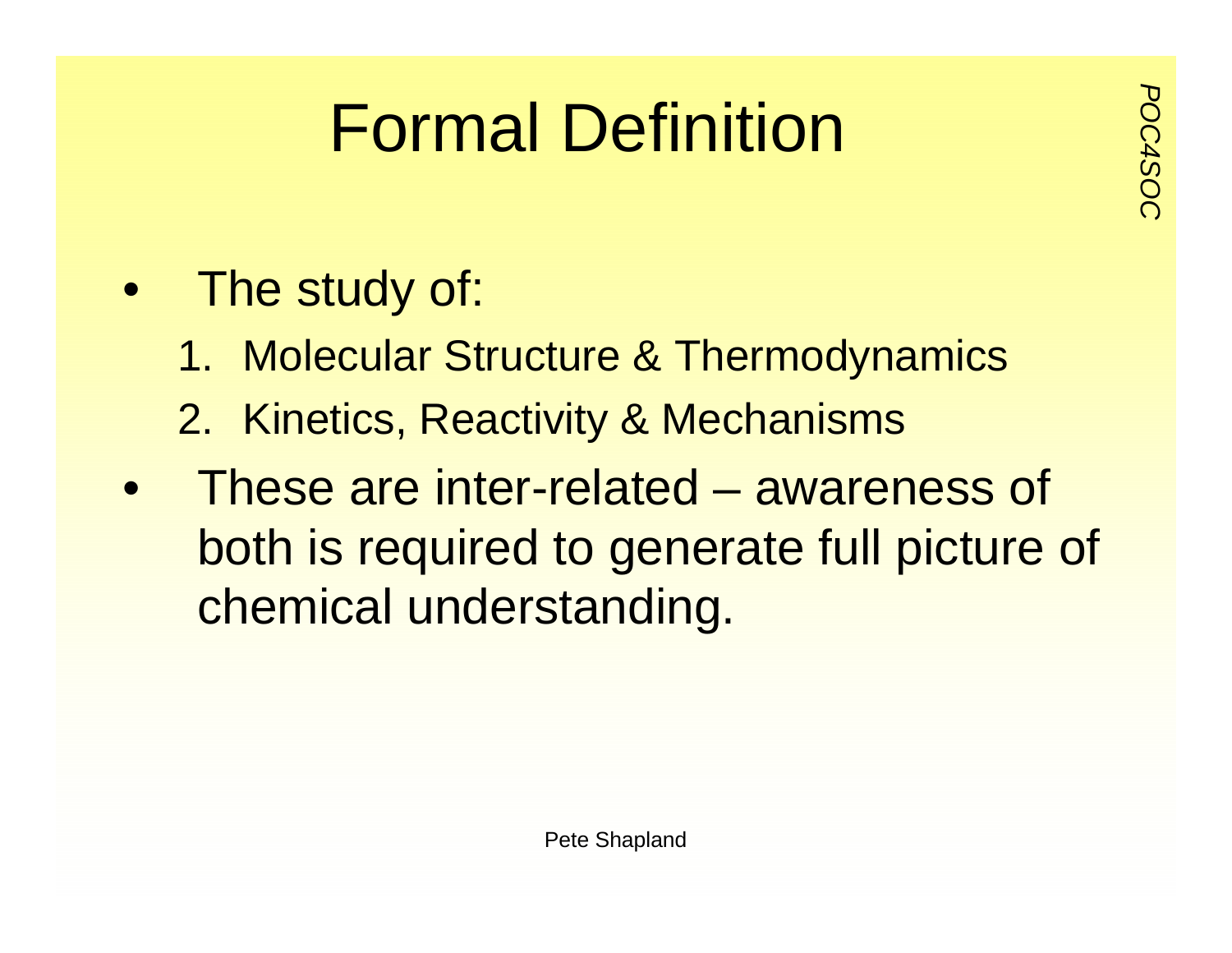# Formal Definition

- The study of:
  1. Molecular Structure & Thermodynamics
  2. Kinetics, Reactivity & Mechanisms
- These are inter-related – awareness of both is required to generate full picture of chemical understanding.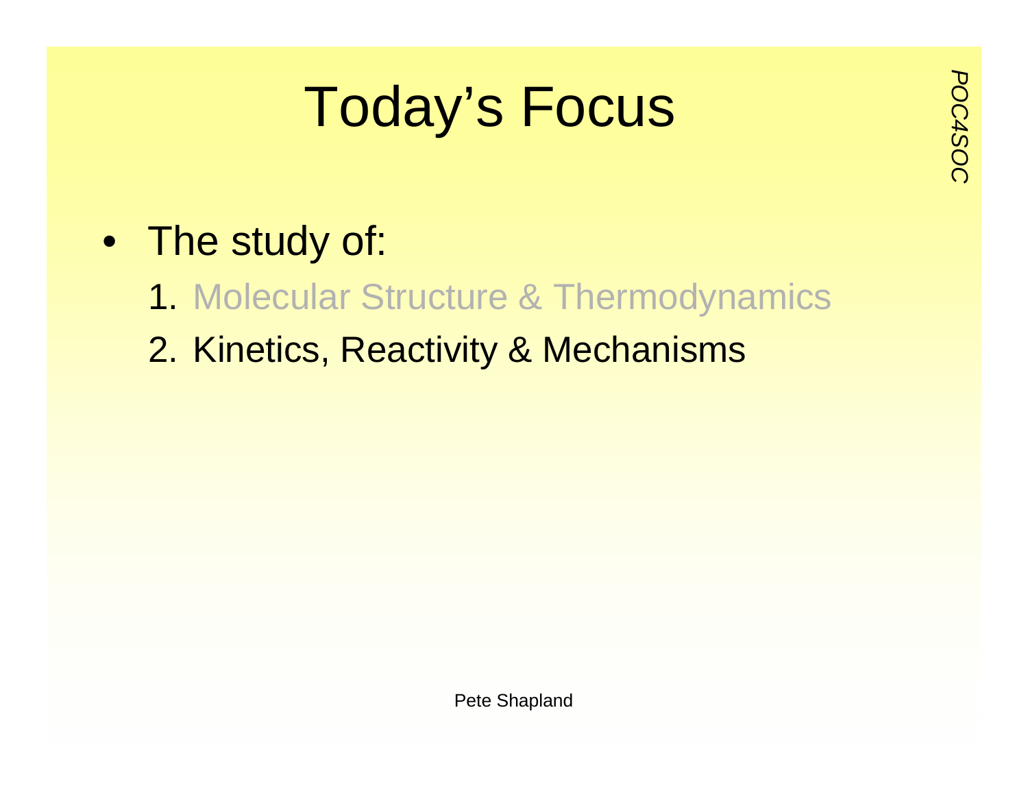# Today's Focus

- The study of:
  1. Molecular Structure & Thermodynamics
  2. Kinetics, Reactivity & Mechanisms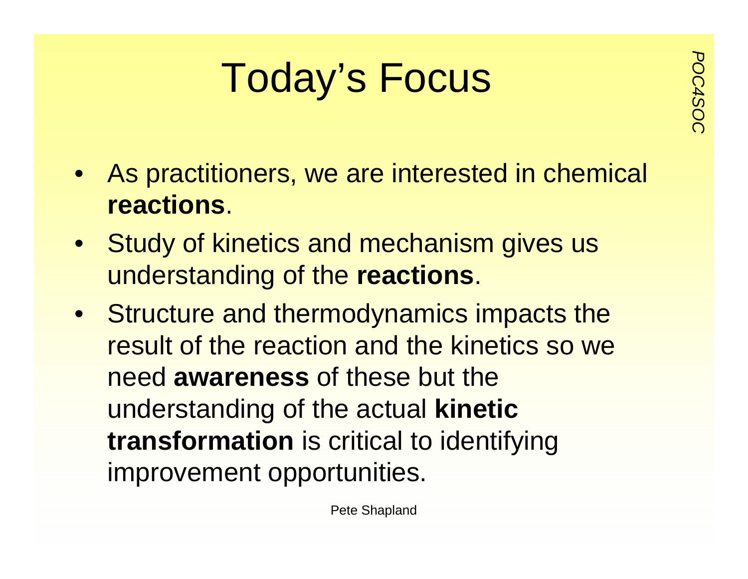# Today's Focus

- As practitioners, we are interested in chemical **reactions**.
- Study of kinetics and mechanism gives us understanding of the **reactions**.
- Structure and thermodynamics impacts the result of the reaction and the kinetics so we need **awareness** of these but the understanding of the actual **kinetic transformation** is critical to identifying improvement opportunities.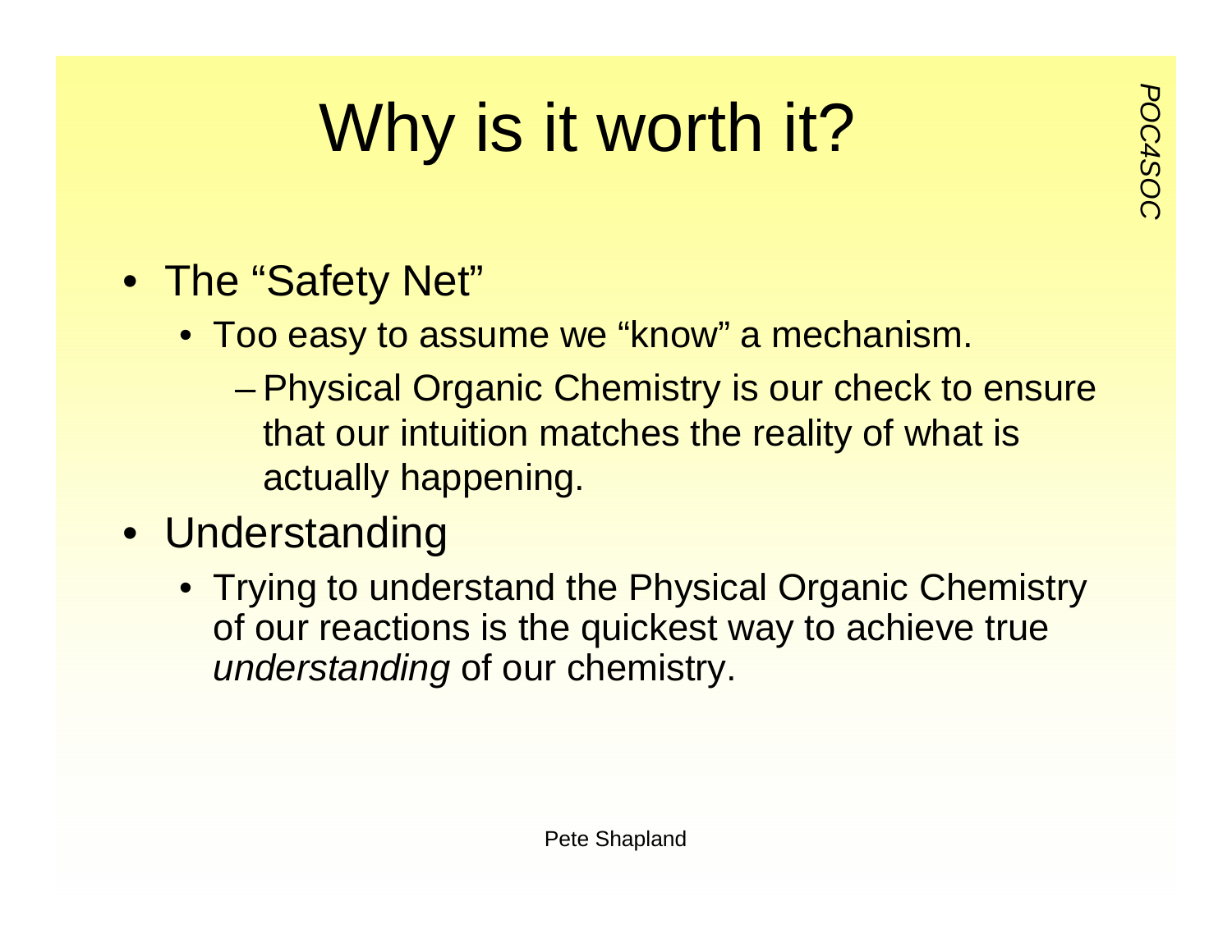# Why is it worth it?

- The "Safety Net"
  - Too easy to assume we "know" a mechanism.
    - Physical Organic Chemistry is our check to ensure that our intuition matches the reality of what is actually happening.
- Understanding
  - Trying to understand the Physical Organic Chemistry of our reactions is the quickest way to achieve true *understanding* of our chemistry.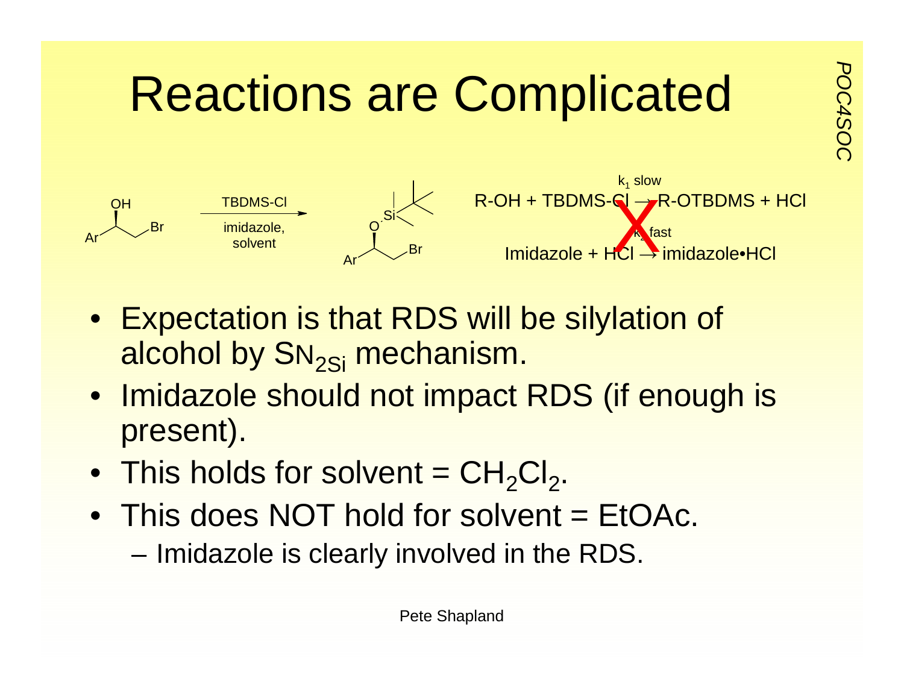# Reactions are Complicated

Ar–CH(OH)–CH₂Br $\xrightarrow[\text{imidazole, solvent}]{\text{TBDMS-Cl}}$ Ar–CH(OTBDMS)–CH₂Br

$$\text{R-OH + TBDMS-Cl} \xrightarrow{k_1 \text{ slow}} \text{R-OTBDMS + HCl}$$

$$\text{Imidazole + HCl} \xrightarrow{k_2 \text{ fast}} \text{imidazole•HCl}$$

- Expectation is that RDS will be silylation of alcohol by $S_{N2Si}$ mechanism.
- Imidazole should not impact RDS (if enough is present).
- This holds for solvent = $CH_2Cl_2$.
- This does NOT hold for solvent = EtOAc.
  - Imidazole is clearly involved in the RDS.

Pete Shapland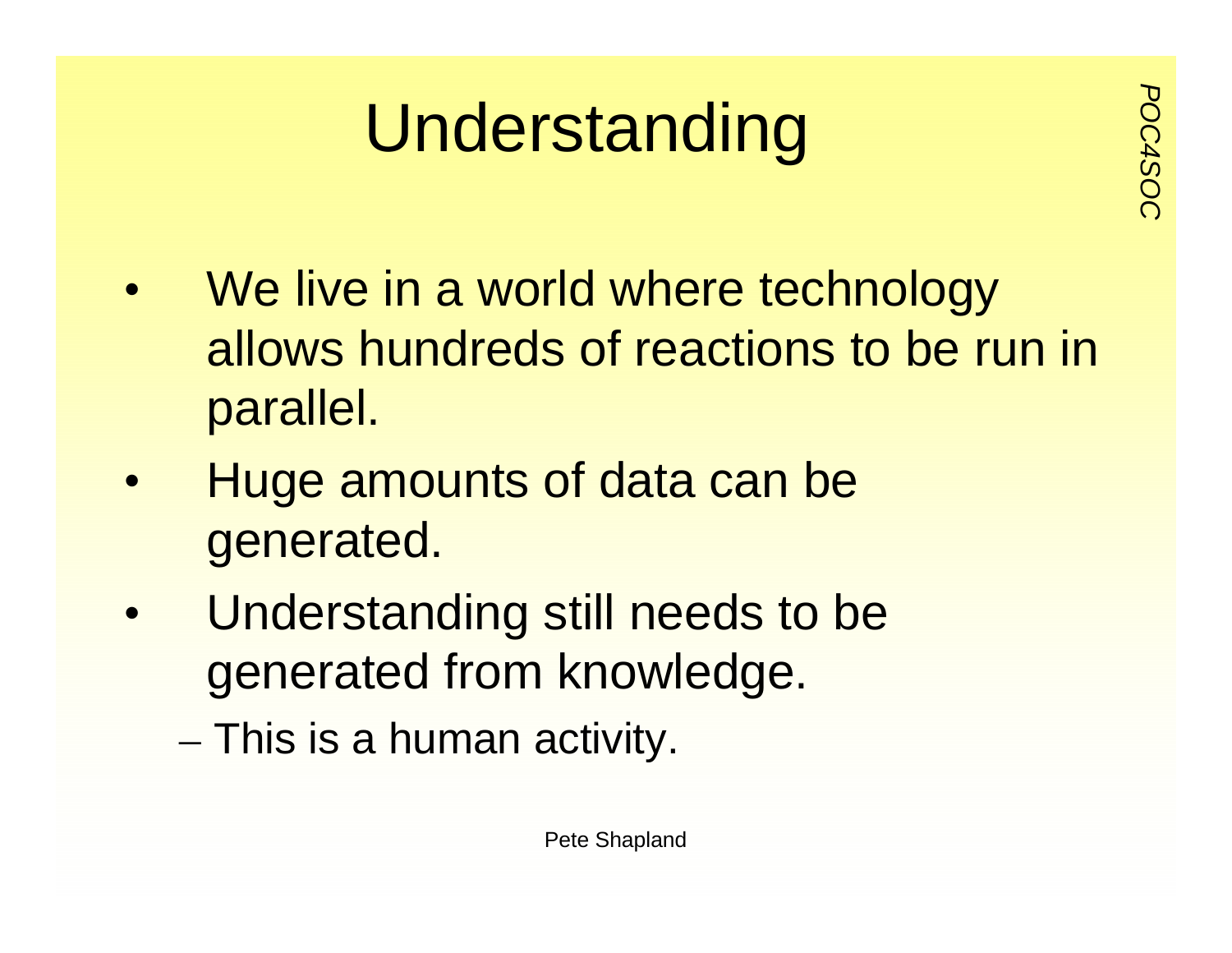# Understanding

- We live in a world where technology allows hundreds of reactions to be run in parallel.
- Huge amounts of data can be generated.
- Understanding still needs to be generated from knowledge.
  - This is a human activity.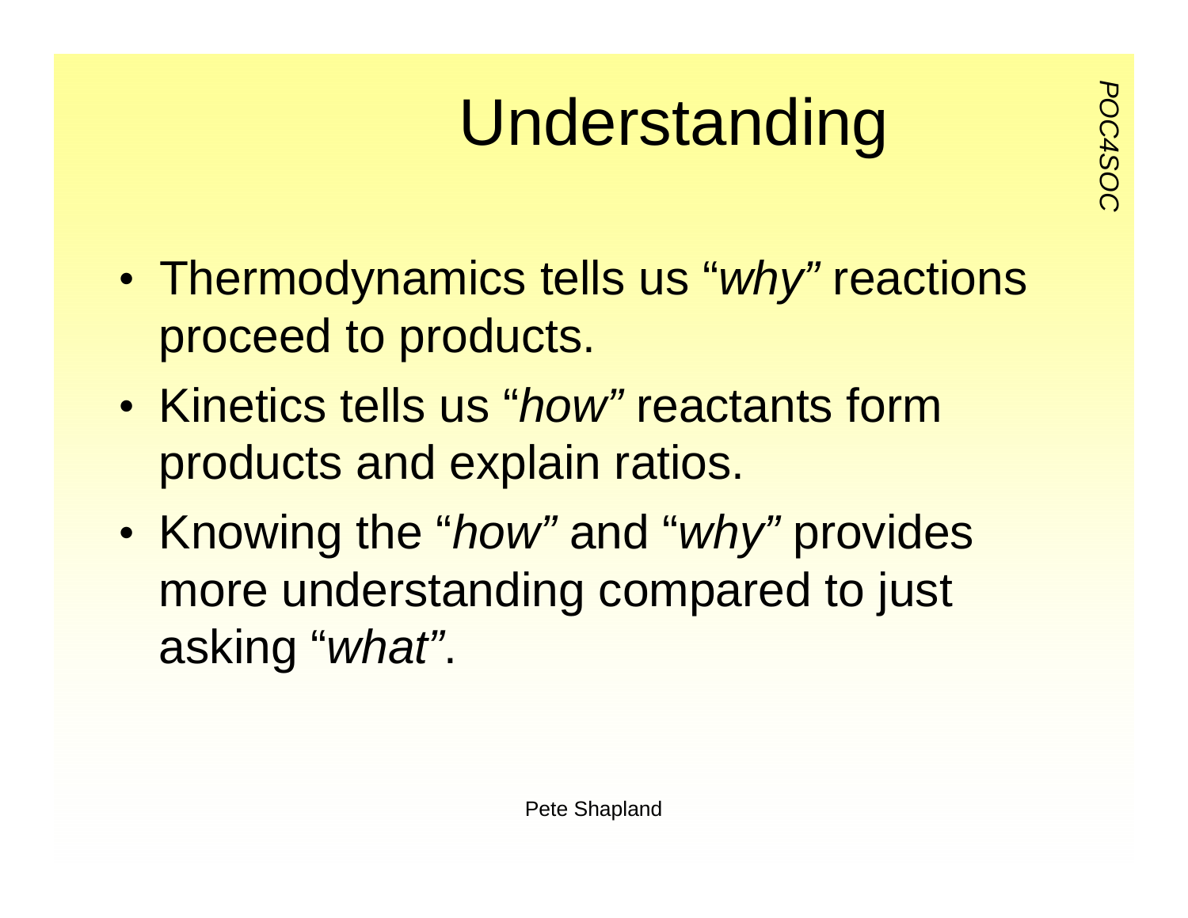# Understanding

- Thermodynamics tells us "*why*" reactions proceed to products.
- Kinetics tells us "*how*" reactants form products and explain ratios.
- Knowing the "*how*" and "*why*" provides more understanding compared to just asking "*what*".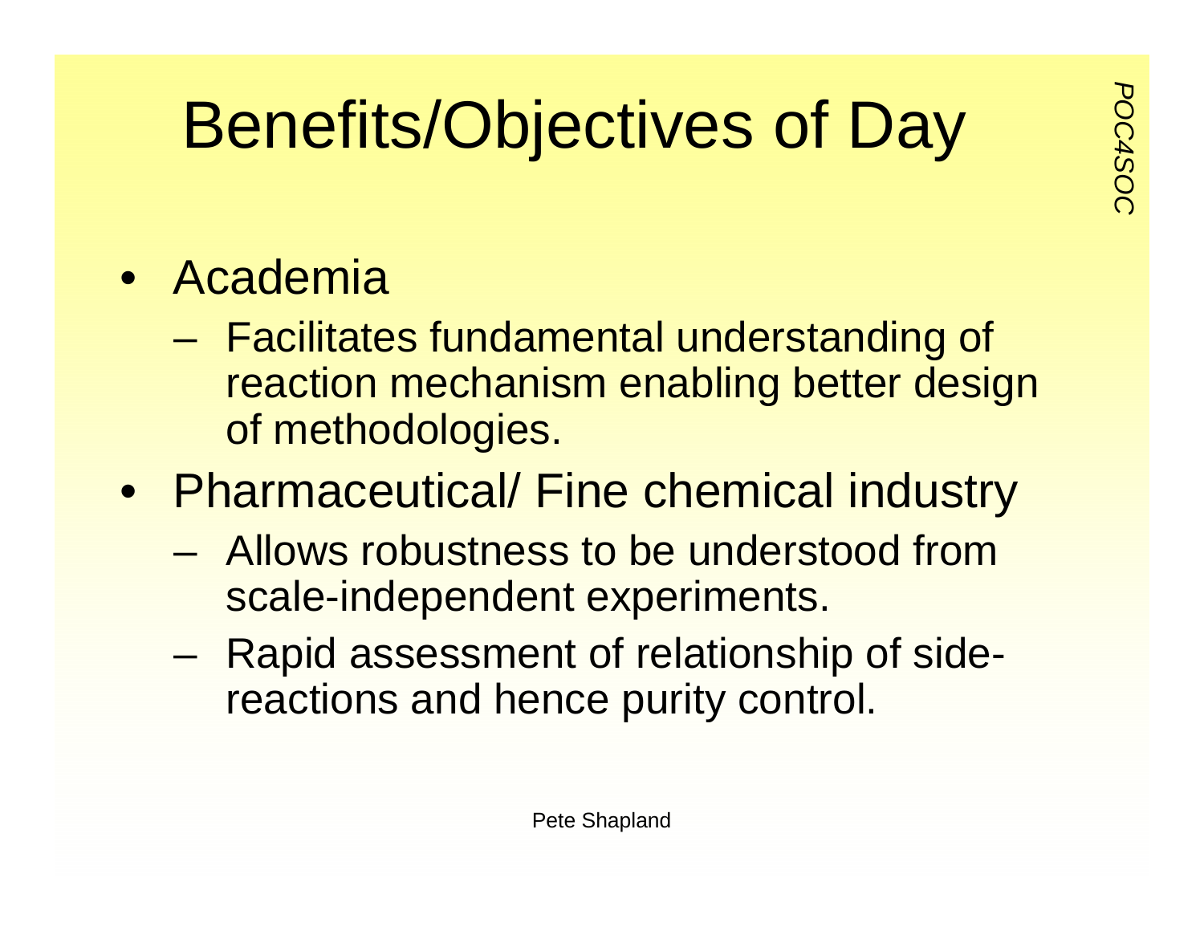# Benefits/Objectives of Day

- Academia
  - Facilitates fundamental understanding of reaction mechanism enabling better design of methodologies.
- Pharmaceutical/ Fine chemical industry
  - Allows robustness to be understood from scale-independent experiments.
  - Rapid assessment of relationship of side-reactions and hence purity control.